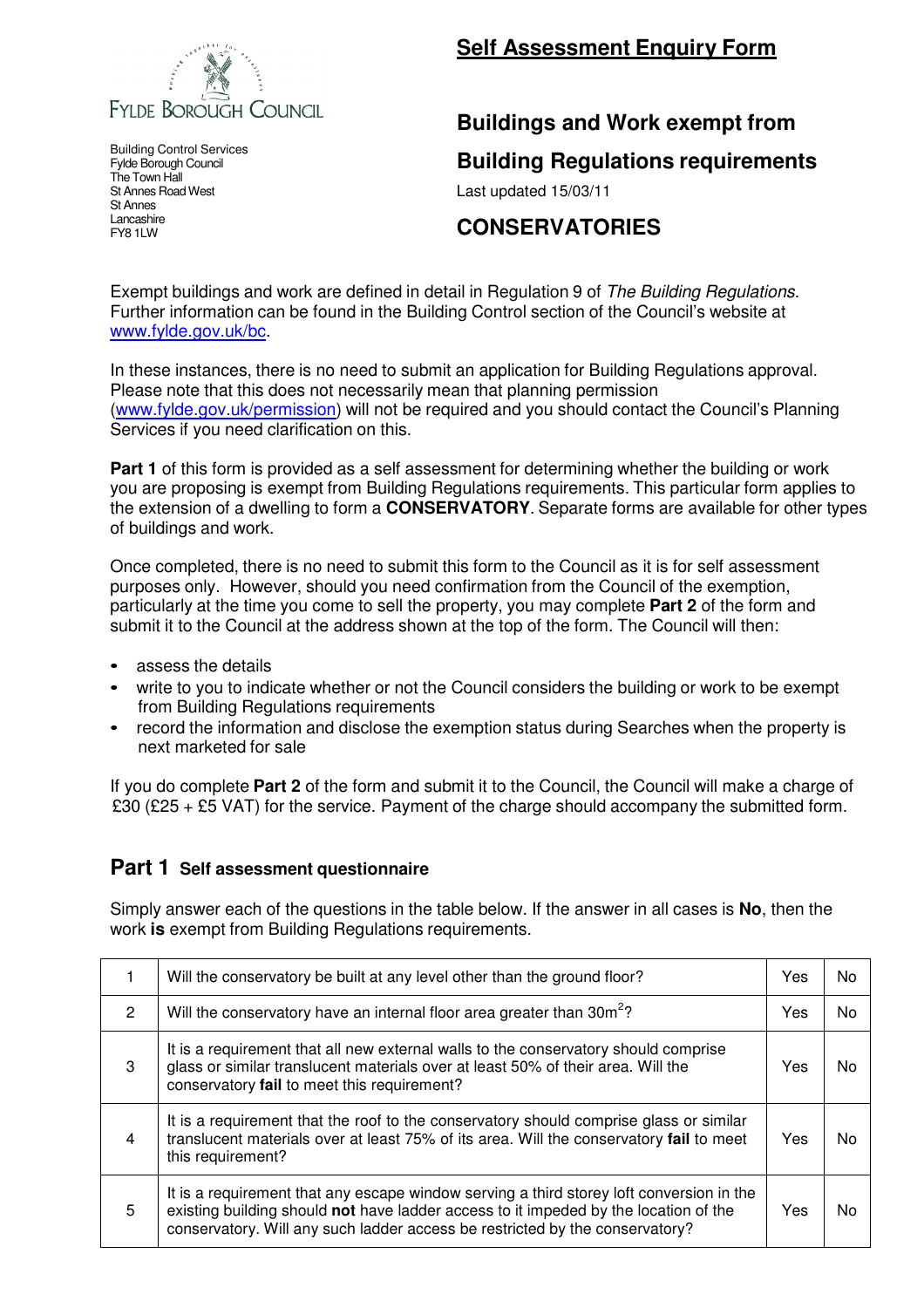FYLDE BOROUGH COUNCIL

Building Control Services
Fylde Borough Council
The Town Hall
St Annes Road West
St Annes
Lancashire
FY8 1LW

# Self Assessment Enquiry Form

## Buildings and Work exempt from Building Regulations requirements

Last updated 15/03/11

## CONSERVATORIES

Exempt buildings and work are defined in detail in Regulation 9 of *The Building Regulations*. Further information can be found in the Building Control section of the Council's website at www.fylde.gov.uk/bc.

In these instances, there is no need to submit an application for Building Regulations approval. Please note that this does not necessarily mean that planning permission (www.fylde.gov.uk/permission) will not be required and you should contact the Council's Planning Services if you need clarification on this.

**Part 1** of this form is provided as a self assessment for determining whether the building or work you are proposing is exempt from Building Regulations requirements. This particular form applies to the extension of a dwelling to form a **CONSERVATORY**. Separate forms are available for other types of buildings and work.

Once completed, there is no need to submit this form to the Council as it is for self assessment purposes only. However, should you need confirmation from the Council of the exemption, particularly at the time you come to sell the property, you may complete **Part 2** of the form and submit it to the Council at the address shown at the top of the form. The Council will then:

- assess the details
- write to you to indicate whether or not the Council considers the building or work to be exempt from Building Regulations requirements
- record the information and disclose the exemption status during Searches when the property is next marketed for sale

If you do complete **Part 2** of the form and submit it to the Council, the Council will make a charge of £30 (£25 + £5 VAT) for the service. Payment of the charge should accompany the submitted form.

## Part 1 Self assessment questionnaire

Simply answer each of the questions in the table below. If the answer in all cases is **No**, then the work **is** exempt from Building Regulations requirements.

| | | | |
|---|---|---|---|
| 1 | Will the conservatory be built at any level other than the ground floor? | Yes | No |
| 2 | Will the conservatory have an internal floor area greater than $30m^2$? | Yes | No |
| 3 | It is a requirement that all new external walls to the conservatory should comprise glass or similar translucent materials over at least 50% of their area. Will the conservatory **fail** to meet this requirement? | Yes | No |
| 4 | It is a requirement that the roof to the conservatory should comprise glass or similar translucent materials over at least 75% of its area. Will the conservatory **fail** to meet this requirement? | Yes | No |
| 5 | It is a requirement that any escape window serving a third storey loft conversion in the existing building should **not** have ladder access to it impeded by the location of the conservatory. Will any such ladder access be restricted by the conservatory? | Yes | No |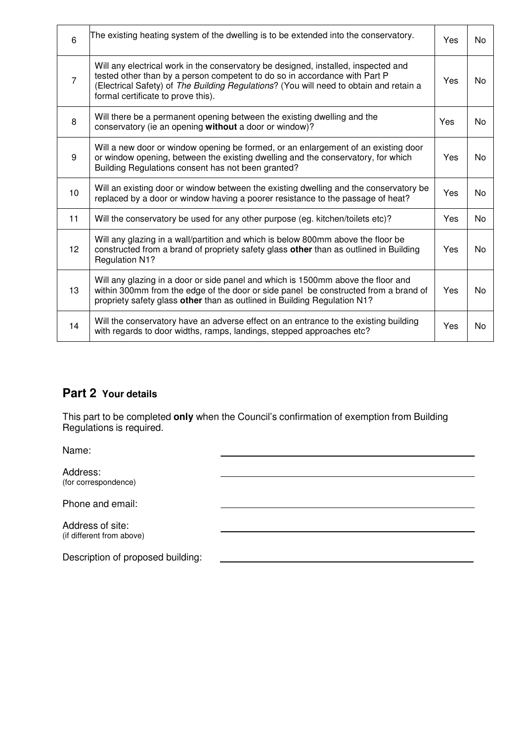| | | | |
|---|---|---|---|
| 6 | The existing heating system of the dwelling is to be extended into the conservatory. | Yes | No |
| 7 | Will any electrical work in the conservatory be designed, installed, inspected and tested other than by a person competent to do so in accordance with Part P (Electrical Safety) of *The Building Regulations*? (You will need to obtain and retain a formal certificate to prove this). | Yes | No |
| 8 | Will there be a permanent opening between the existing dwelling and the conservatory (ie an opening **without** a door or window)? | Yes | No |
| 9 | Will a new door or window opening be formed, or an enlargement of an existing door or window opening, between the existing dwelling and the conservatory, for which Building Regulations consent has not been granted? | Yes | No |
| 10 | Will an existing door or window between the existing dwelling and the conservatory be replaced by a door or window having a poorer resistance to the passage of heat? | Yes | No |
| 11 | Will the conservatory be used for any other purpose (eg. kitchen/toilets etc)? | Yes | No |
| 12 | Will any glazing in a wall/partition and which is below 800mm above the floor be constructed from a brand of propriety safety glass **other** than as outlined in Building Regulation N1? | Yes | No |
| 13 | Will any glazing in a door or side panel and which is 1500mm above the floor and within 300mm from the edge of the door or side panel be constructed from a brand of propriety safety glass **other** than as outlined in Building Regulation N1? | Yes | No |
| 14 | Will the conservatory have an adverse effect on an entrance to the existing building with regards to door widths, ramps, landings, stepped approaches etc? | Yes | No |

## Part 2 Your details

This part to be completed **only** when the Council's confirmation of exemption from Building Regulations is required.

Name: \_\_\_\_\_\_\_\_\_\_\_\_\_\_\_\_\_\_\_\_\_\_\_\_\_\_\_\_\_\_

Address:
(for correspondence) \_\_\_\_\_\_\_\_\_\_\_\_\_\_\_\_\_\_\_\_\_\_\_\_\_\_\_\_\_\_

Phone and email: \_\_\_\_\_\_\_\_\_\_\_\_\_\_\_\_\_\_\_\_\_\_\_\_\_\_\_\_\_\_

Address of site:
(if different from above) \_\_\_\_\_\_\_\_\_\_\_\_\_\_\_\_\_\_\_\_\_\_\_\_\_\_\_\_\_\_

Description of proposed building: \_\_\_\_\_\_\_\_\_\_\_\_\_\_\_\_\_\_\_\_\_\_\_\_\_\_\_\_\_\_